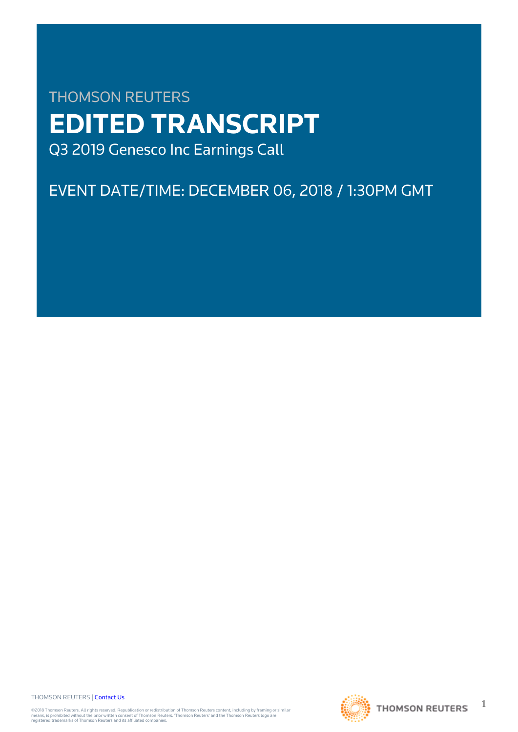THOMSON REUTERS

# EDITED TRANSCRIPT

Q3 2019 Genesco Inc Earnings Call

EVENT DATE/TIME: DECEMBER 06, 2018 / 1:30PM GMT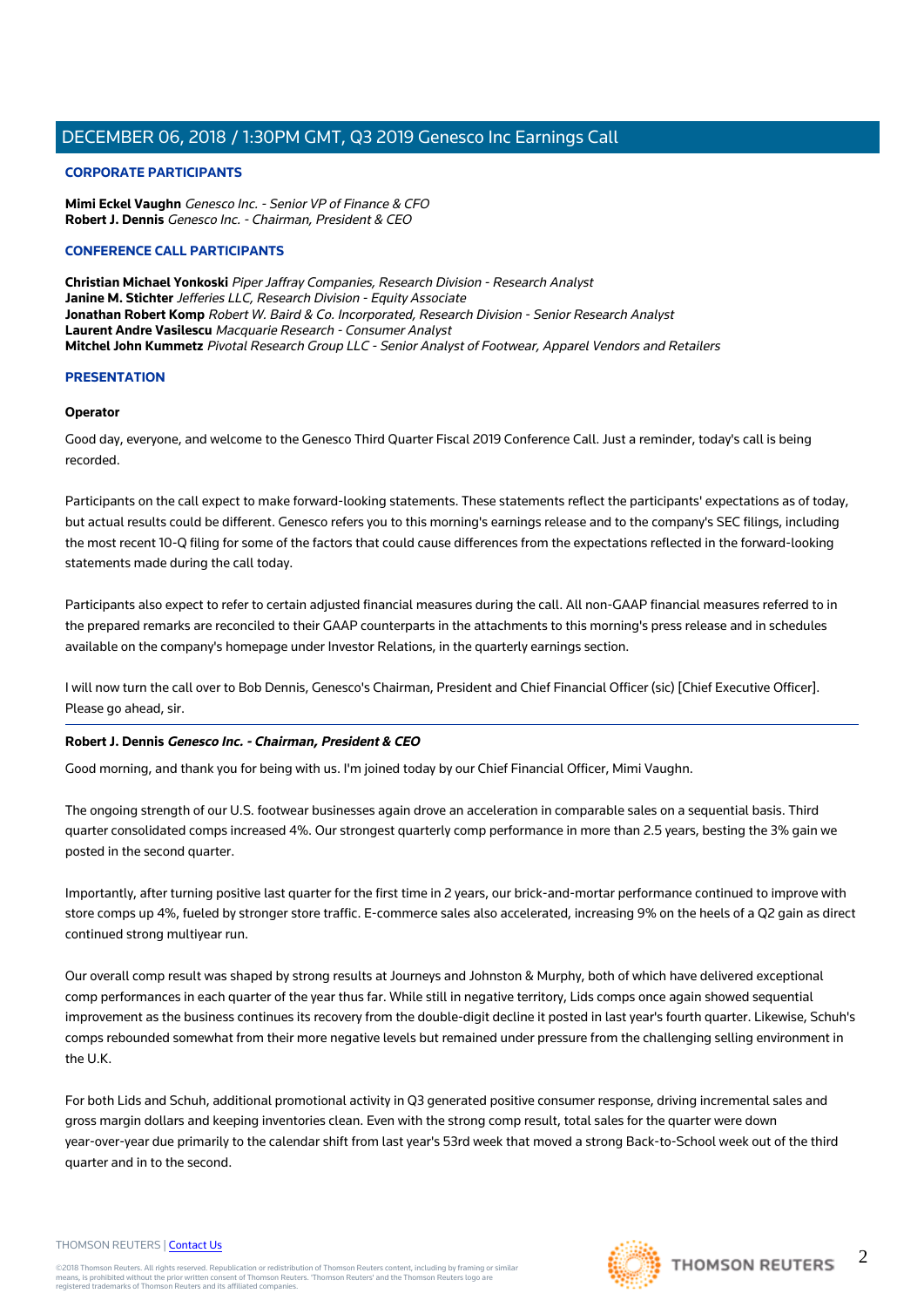## CORPORATE PARTICIPANTS

**Mimi Eckel Vaughn** *Genesco Inc. - Senior VP of Finance & CFO*
**Robert J. Dennis** *Genesco Inc. - Chairman, President & CEO*

## CONFERENCE CALL PARTICIPANTS

**Christian Michael Yonkoski** *Piper Jaffray Companies, Research Division - Research Analyst*
**Janine M. Stichter** *Jefferies LLC, Research Division - Equity Associate*
**Jonathan Robert Komp** *Robert W. Baird & Co. Incorporated, Research Division - Senior Research Analyst*
**Laurent Andre Vasilescu** *Macquarie Research - Consumer Analyst*
**Mitchel John Kummetz** *Pivotal Research Group LLC - Senior Analyst of Footwear, Apparel Vendors and Retailers*

## PRESENTATION

**Operator**

Good day, everyone, and welcome to the Genesco Third Quarter Fiscal 2019 Conference Call. Just a reminder, today's call is being recorded.

Participants on the call expect to make forward-looking statements. These statements reflect the participants' expectations as of today, but actual results could be different. Genesco refers you to this morning's earnings release and to the company's SEC filings, including the most recent 10-Q filing for some of the factors that could cause differences from the expectations reflected in the forward-looking statements made during the call today.

Participants also expect to refer to certain adjusted financial measures during the call. All non-GAAP financial measures referred to in the prepared remarks are reconciled to their GAAP counterparts in the attachments to this morning's press release and in schedules available on the company's homepage under Investor Relations, in the quarterly earnings section.

I will now turn the call over to Bob Dennis, Genesco's Chairman, President and Chief Financial Officer (sic) [Chief Executive Officer]. Please go ahead, sir.

**Robert J. Dennis** ***Genesco Inc. - Chairman, President & CEO***

Good morning, and thank you for being with us. I'm joined today by our Chief Financial Officer, Mimi Vaughn.

The ongoing strength of our U.S. footwear businesses again drove an acceleration in comparable sales on a sequential basis. Third quarter consolidated comps increased 4%. Our strongest quarterly comp performance in more than 2.5 years, besting the 3% gain we posted in the second quarter.

Importantly, after turning positive last quarter for the first time in 2 years, our brick-and-mortar performance continued to improve with store comps up 4%, fueled by stronger store traffic. E-commerce sales also accelerated, increasing 9% on the heels of a Q2 gain as direct continued strong multiyear run.

Our overall comp result was shaped by strong results at Journeys and Johnston & Murphy, both of which have delivered exceptional comp performances in each quarter of the year thus far. While still in negative territory, Lids comps once again showed sequential improvement as the business continues its recovery from the double-digit decline it posted in last year's fourth quarter. Likewise, Schuh's comps rebounded somewhat from their more negative levels but remained under pressure from the challenging selling environment in the U.K.

For both Lids and Schuh, additional promotional activity in Q3 generated positive consumer response, driving incremental sales and gross margin dollars and keeping inventories clean. Even with the strong comp result, total sales for the quarter were down year-over-year due primarily to the calendar shift from last year's 53rd week that moved a strong Back-to-School week out of the third quarter and in to the second.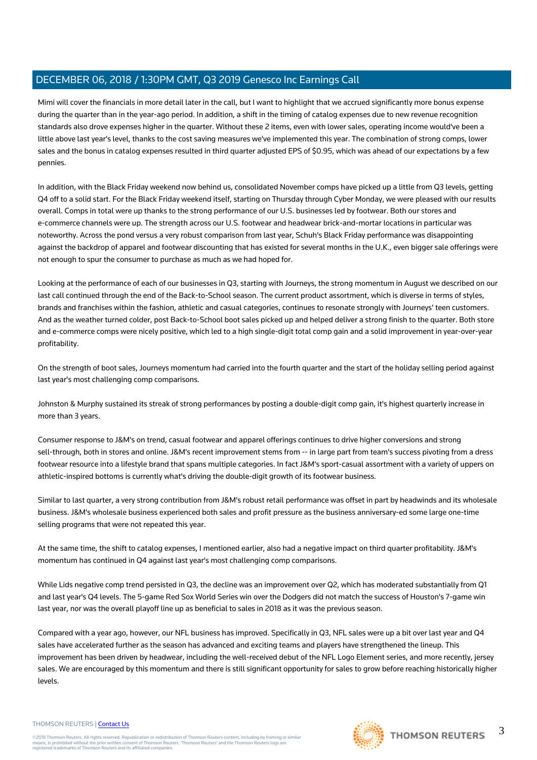Mimi will cover the financials in more detail later in the call, but I want to highlight that we accrued significantly more bonus expense during the quarter than in the year-ago period. In addition, a shift in the timing of catalog expenses due to new revenue recognition standards also drove expenses higher in the quarter. Without these 2 items, even with lower sales, operating income would've been a little above last year's level, thanks to the cost saving measures we've implemented this year. The combination of strong comps, lower sales and the bonus in catalog expenses resulted in third quarter adjusted EPS of $0.95, which was ahead of our expectations by a few pennies.

In addition, with the Black Friday weekend now behind us, consolidated November comps have picked up a little from Q3 levels, getting Q4 off to a solid start. For the Black Friday weekend itself, starting on Thursday through Cyber Monday, we were pleased with our results overall. Comps in total were up thanks to the strong performance of our U.S. businesses led by footwear. Both our stores and e-commerce channels were up. The strength across our U.S. footwear and headwear brick-and-mortar locations in particular was noteworthy. Across the pond versus a very robust comparison from last year, Schuh's Black Friday performance was disappointing against the backdrop of apparel and footwear discounting that has existed for several months in the U.K., even bigger sale offerings were not enough to spur the consumer to purchase as much as we had hoped for.

Looking at the performance of each of our businesses in Q3, starting with Journeys, the strong momentum in August we described on our last call continued through the end of the Back-to-School season. The current product assortment, which is diverse in terms of styles, brands and franchises within the fashion, athletic and casual categories, continues to resonate strongly with Journeys' teen customers. And as the weather turned colder, post Back-to-School boot sales picked up and helped deliver a strong finish to the quarter. Both store and e-commerce comps were nicely positive, which led to a high single-digit total comp gain and a solid improvement in year-over-year profitability.

On the strength of boot sales, Journeys momentum had carried into the fourth quarter and the start of the holiday selling period against last year's most challenging comp comparisons.

Johnston & Murphy sustained its streak of strong performances by posting a double-digit comp gain, it's highest quarterly increase in more than 3 years.

Consumer response to J&M's on trend, casual footwear and apparel offerings continues to drive higher conversions and strong sell-through, both in stores and online. J&M's recent improvement stems from -- in large part from team's success pivoting from a dress footwear resource into a lifestyle brand that spans multiple categories. In fact J&M's sport-casual assortment with a variety of uppers on athletic-inspired bottoms is currently what's driving the double-digit growth of its footwear business.

Similar to last quarter, a very strong contribution from J&M's robust retail performance was offset in part by headwinds and its wholesale business. J&M's wholesale business experienced both sales and profit pressure as the business anniversary-ed some large one-time selling programs that were not repeated this year.

At the same time, the shift to catalog expenses, I mentioned earlier, also had a negative impact on third quarter profitability. J&M's momentum has continued in Q4 against last year's most challenging comp comparisons.

While Lids negative comp trend persisted in Q3, the decline was an improvement over Q2, which has moderated substantially from Q1 and last year's Q4 levels. The 5-game Red Sox World Series win over the Dodgers did not match the success of Houston's 7-game win last year, nor was the overall playoff line up as beneficial to sales in 2018 as it was the previous season.

Compared with a year ago, however, our NFL business has improved. Specifically in Q3, NFL sales were up a bit over last year and Q4 sales have accelerated further as the season has advanced and exciting teams and players have strengthened the lineup. This improvement has been driven by headwear, including the well-received debut of the NFL Logo Element series, and more recently, jersey sales. We are encouraged by this momentum and there is still significant opportunity for sales to grow before reaching historically higher levels.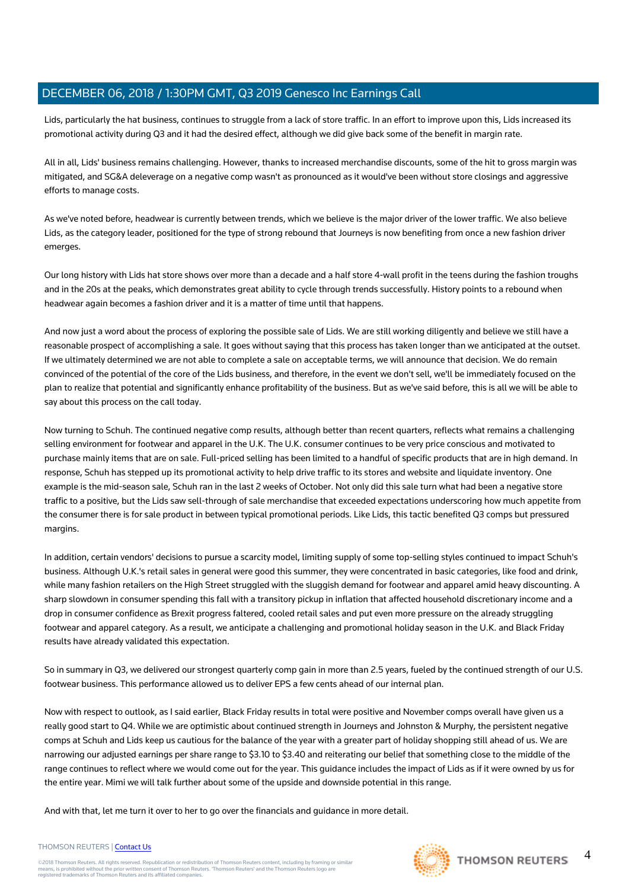Lids, particularly the hat business, continues to struggle from a lack of store traffic. In an effort to improve upon this, Lids increased its promotional activity during Q3 and it had the desired effect, although we did give back some of the benefit in margin rate.

All in all, Lids' business remains challenging. However, thanks to increased merchandise discounts, some of the hit to gross margin was mitigated, and SG&A deleverage on a negative comp wasn't as pronounced as it would've been without store closings and aggressive efforts to manage costs.

As we've noted before, headwear is currently between trends, which we believe is the major driver of the lower traffic. We also believe Lids, as the category leader, positioned for the type of strong rebound that Journeys is now benefiting from once a new fashion driver emerges.

Our long history with Lids hat store shows over more than a decade and a half store 4-wall profit in the teens during the fashion troughs and in the 20s at the peaks, which demonstrates great ability to cycle through trends successfully. History points to a rebound when headwear again becomes a fashion driver and it is a matter of time until that happens.

And now just a word about the process of exploring the possible sale of Lids. We are still working diligently and believe we still have a reasonable prospect of accomplishing a sale. It goes without saying that this process has taken longer than we anticipated at the outset. If we ultimately determined we are not able to complete a sale on acceptable terms, we will announce that decision. We do remain convinced of the potential of the core of the Lids business, and therefore, in the event we don't sell, we'll be immediately focused on the plan to realize that potential and significantly enhance profitability of the business. But as we've said before, this is all we will be able to say about this process on the call today.

Now turning to Schuh. The continued negative comp results, although better than recent quarters, reflects what remains a challenging selling environment for footwear and apparel in the U.K. The U.K. consumer continues to be very price conscious and motivated to purchase mainly items that are on sale. Full-priced selling has been limited to a handful of specific products that are in high demand. In response, Schuh has stepped up its promotional activity to help drive traffic to its stores and website and liquidate inventory. One example is the mid-season sale, Schuh ran in the last 2 weeks of October. Not only did this sale turn what had been a negative store traffic to a positive, but the Lids saw sell-through of sale merchandise that exceeded expectations underscoring how much appetite from the consumer there is for sale product in between typical promotional periods. Like Lids, this tactic benefited Q3 comps but pressured margins.

In addition, certain vendors' decisions to pursue a scarcity model, limiting supply of some top-selling styles continued to impact Schuh's business. Although U.K.'s retail sales in general were good this summer, they were concentrated in basic categories, like food and drink, while many fashion retailers on the High Street struggled with the sluggish demand for footwear and apparel amid heavy discounting. A sharp slowdown in consumer spending this fall with a transitory pickup in inflation that affected household discretionary income and a drop in consumer confidence as Brexit progress faltered, cooled retail sales and put even more pressure on the already struggling footwear and apparel category. As a result, we anticipate a challenging and promotional holiday season in the U.K. and Black Friday results have already validated this expectation.

So in summary in Q3, we delivered our strongest quarterly comp gain in more than 2.5 years, fueled by the continued strength of our U.S. footwear business. This performance allowed us to deliver EPS a few cents ahead of our internal plan.

Now with respect to outlook, as I said earlier, Black Friday results in total were positive and November comps overall have given us a really good start to Q4. While we are optimistic about continued strength in Journeys and Johnston & Murphy, the persistent negative comps at Schuh and Lids keep us cautious for the balance of the year with a greater part of holiday shopping still ahead of us. We are narrowing our adjusted earnings per share range to $3.10 to $3.40 and reiterating our belief that something close to the middle of the range continues to reflect where we would come out for the year. This guidance includes the impact of Lids as if it were owned by us for the entire year. Mimi we will talk further about some of the upside and downside potential in this range.

And with that, let me turn it over to her to go over the financials and guidance in more detail.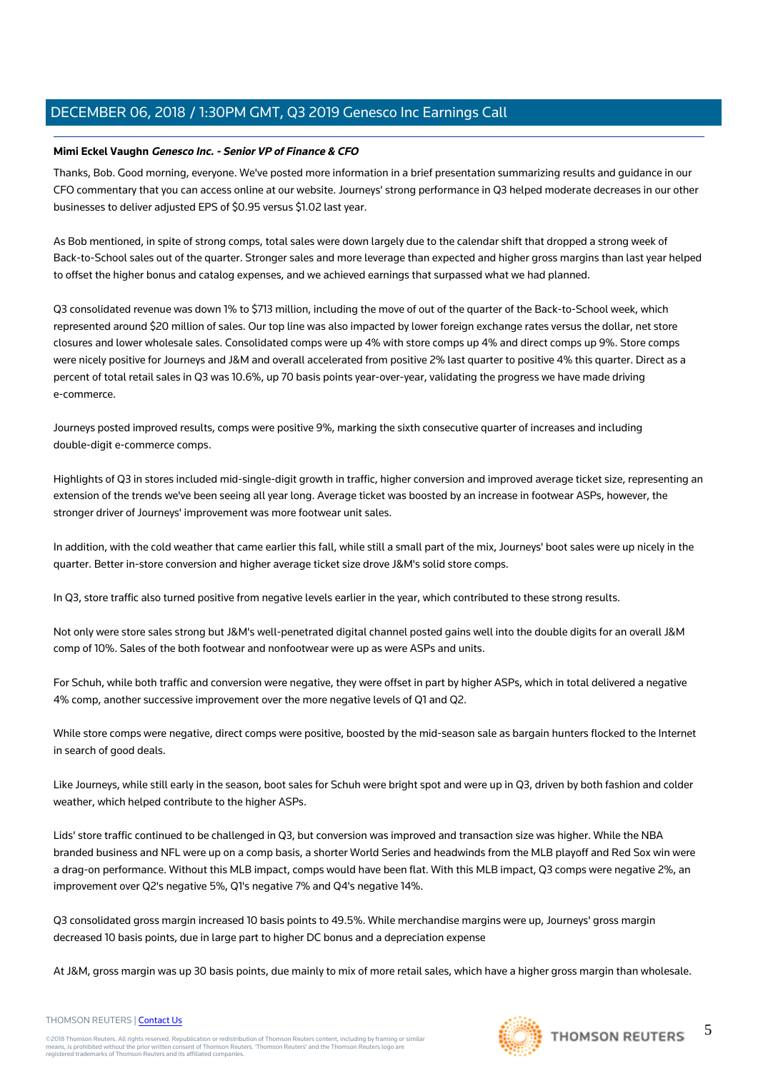**Mimi Eckel Vaughn** ***Genesco Inc. - Senior VP of Finance & CFO***

Thanks, Bob. Good morning, everyone. We've posted more information in a brief presentation summarizing results and guidance in our CFO commentary that you can access online at our website. Journeys' strong performance in Q3 helped moderate decreases in our other businesses to deliver adjusted EPS of $0.95 versus $1.02 last year.

As Bob mentioned, in spite of strong comps, total sales were down largely due to the calendar shift that dropped a strong week of Back-to-School sales out of the quarter. Stronger sales and more leverage than expected and higher gross margins than last year helped to offset the higher bonus and catalog expenses, and we achieved earnings that surpassed what we had planned.

Q3 consolidated revenue was down 1% to $713 million, including the move of out of the quarter of the Back-to-School week, which represented around $20 million of sales. Our top line was also impacted by lower foreign exchange rates versus the dollar, net store closures and lower wholesale sales. Consolidated comps were up 4% with store comps up 4% and direct comps up 9%. Store comps were nicely positive for Journeys and J&M and overall accelerated from positive 2% last quarter to positive 4% this quarter. Direct as a percent of total retail sales in Q3 was 10.6%, up 70 basis points year-over-year, validating the progress we have made driving e-commerce.

Journeys posted improved results, comps were positive 9%, marking the sixth consecutive quarter of increases and including double-digit e-commerce comps.

Highlights of Q3 in stores included mid-single-digit growth in traffic, higher conversion and improved average ticket size, representing an extension of the trends we've been seeing all year long. Average ticket was boosted by an increase in footwear ASPs, however, the stronger driver of Journeys' improvement was more footwear unit sales.

In addition, with the cold weather that came earlier this fall, while still a small part of the mix, Journeys' boot sales were up nicely in the quarter. Better in-store conversion and higher average ticket size drove J&M's solid store comps.

In Q3, store traffic also turned positive from negative levels earlier in the year, which contributed to these strong results.

Not only were store sales strong but J&M's well-penetrated digital channel posted gains well into the double digits for an overall J&M comp of 10%. Sales of the both footwear and nonfootwear were up as were ASPs and units.

For Schuh, while both traffic and conversion were negative, they were offset in part by higher ASPs, which in total delivered a negative 4% comp, another successive improvement over the more negative levels of Q1 and Q2.

While store comps were negative, direct comps were positive, boosted by the mid-season sale as bargain hunters flocked to the Internet in search of good deals.

Like Journeys, while still early in the season, boot sales for Schuh were bright spot and were up in Q3, driven by both fashion and colder weather, which helped contribute to the higher ASPs.

Lids' store traffic continued to be challenged in Q3, but conversion was improved and transaction size was higher. While the NBA branded business and NFL were up on a comp basis, a shorter World Series and headwinds from the MLB playoff and Red Sox win were a drag-on performance. Without this MLB impact, comps would have been flat. With this MLB impact, Q3 comps were negative 2%, an improvement over Q2's negative 5%, Q1's negative 7% and Q4's negative 14%.

Q3 consolidated gross margin increased 10 basis points to 49.5%. While merchandise margins were up, Journeys' gross margin decreased 10 basis points, due in large part to higher DC bonus and a depreciation expense

At J&M, gross margin was up 30 basis points, due mainly to mix of more retail sales, which have a higher gross margin than wholesale.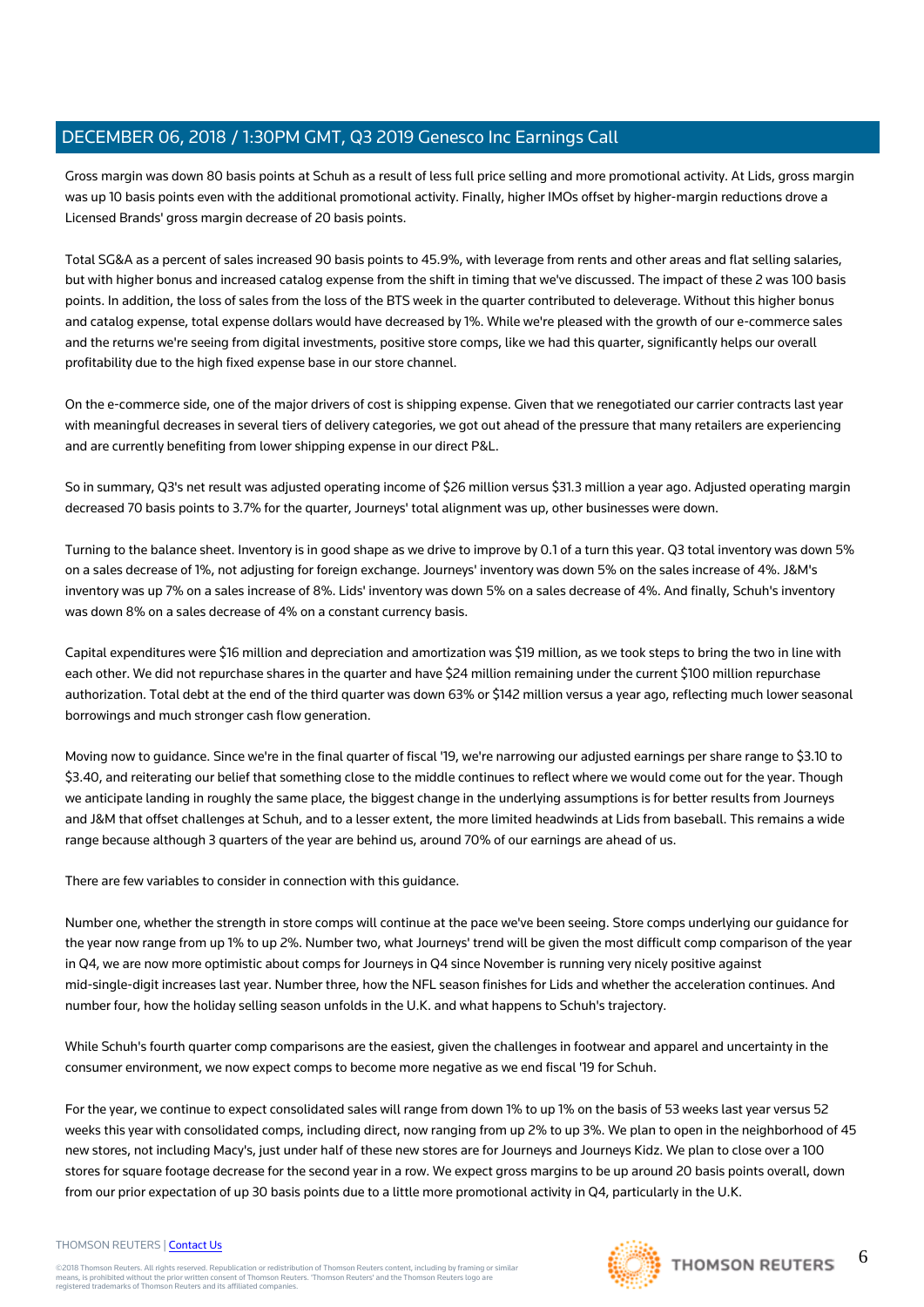Gross margin was down 80 basis points at Schuh as a result of less full price selling and more promotional activity. At Lids, gross margin was up 10 basis points even with the additional promotional activity. Finally, higher IMOs offset by higher-margin reductions drove a Licensed Brands' gross margin decrease of 20 basis points.

Total SG&A as a percent of sales increased 90 basis points to 45.9%, with leverage from rents and other areas and flat selling salaries, but with higher bonus and increased catalog expense from the shift in timing that we've discussed. The impact of these 2 was 100 basis points. In addition, the loss of sales from the loss of the BTS week in the quarter contributed to deleverage. Without this higher bonus and catalog expense, total expense dollars would have decreased by 1%. While we're pleased with the growth of our e-commerce sales and the returns we're seeing from digital investments, positive store comps, like we had this quarter, significantly helps our overall profitability due to the high fixed expense base in our store channel.

On the e-commerce side, one of the major drivers of cost is shipping expense. Given that we renegotiated our carrier contracts last year with meaningful decreases in several tiers of delivery categories, we got out ahead of the pressure that many retailers are experiencing and are currently benefiting from lower shipping expense in our direct P&L.

So in summary, Q3's net result was adjusted operating income of $26 million versus $31.3 million a year ago. Adjusted operating margin decreased 70 basis points to 3.7% for the quarter, Journeys' total alignment was up, other businesses were down.

Turning to the balance sheet. Inventory is in good shape as we drive to improve by 0.1 of a turn this year. Q3 total inventory was down 5% on a sales decrease of 1%, not adjusting for foreign exchange. Journeys' inventory was down 5% on the sales increase of 4%. J&M's inventory was up 7% on a sales increase of 8%. Lids' inventory was down 5% on a sales decrease of 4%. And finally, Schuh's inventory was down 8% on a sales decrease of 4% on a constant currency basis.

Capital expenditures were $16 million and depreciation and amortization was $19 million, as we took steps to bring the two in line with each other. We did not repurchase shares in the quarter and have $24 million remaining under the current $100 million repurchase authorization. Total debt at the end of the third quarter was down 63% or $142 million versus a year ago, reflecting much lower seasonal borrowings and much stronger cash flow generation.

Moving now to guidance. Since we're in the final quarter of fiscal '19, we're narrowing our adjusted earnings per share range to $3.10 to $3.40, and reiterating our belief that something close to the middle continues to reflect where we would come out for the year. Though we anticipate landing in roughly the same place, the biggest change in the underlying assumptions is for better results from Journeys and J&M that offset challenges at Schuh, and to a lesser extent, the more limited headwinds at Lids from baseball. This remains a wide range because although 3 quarters of the year are behind us, around 70% of our earnings are ahead of us.

There are few variables to consider in connection with this guidance.

Number one, whether the strength in store comps will continue at the pace we've been seeing. Store comps underlying our guidance for the year now range from up 1% to up 2%. Number two, what Journeys' trend will be given the most difficult comp comparison of the year in Q4, we are now more optimistic about comps for Journeys in Q4 since November is running very nicely positive against mid-single-digit increases last year. Number three, how the NFL season finishes for Lids and whether the acceleration continues. And number four, how the holiday selling season unfolds in the U.K. and what happens to Schuh's trajectory.

While Schuh's fourth quarter comp comparisons are the easiest, given the challenges in footwear and apparel and uncertainty in the consumer environment, we now expect comps to become more negative as we end fiscal '19 for Schuh.

For the year, we continue to expect consolidated sales will range from down 1% to up 1% on the basis of 53 weeks last year versus 52 weeks this year with consolidated comps, including direct, now ranging from up 2% to up 3%. We plan to open in the neighborhood of 45 new stores, not including Macy's, just under half of these new stores are for Journeys and Journeys Kidz. We plan to close over a 100 stores for square footage decrease for the second year in a row. We expect gross margins to be up around 20 basis points overall, down from our prior expectation of up 30 basis points due to a little more promotional activity in Q4, particularly in the U.K.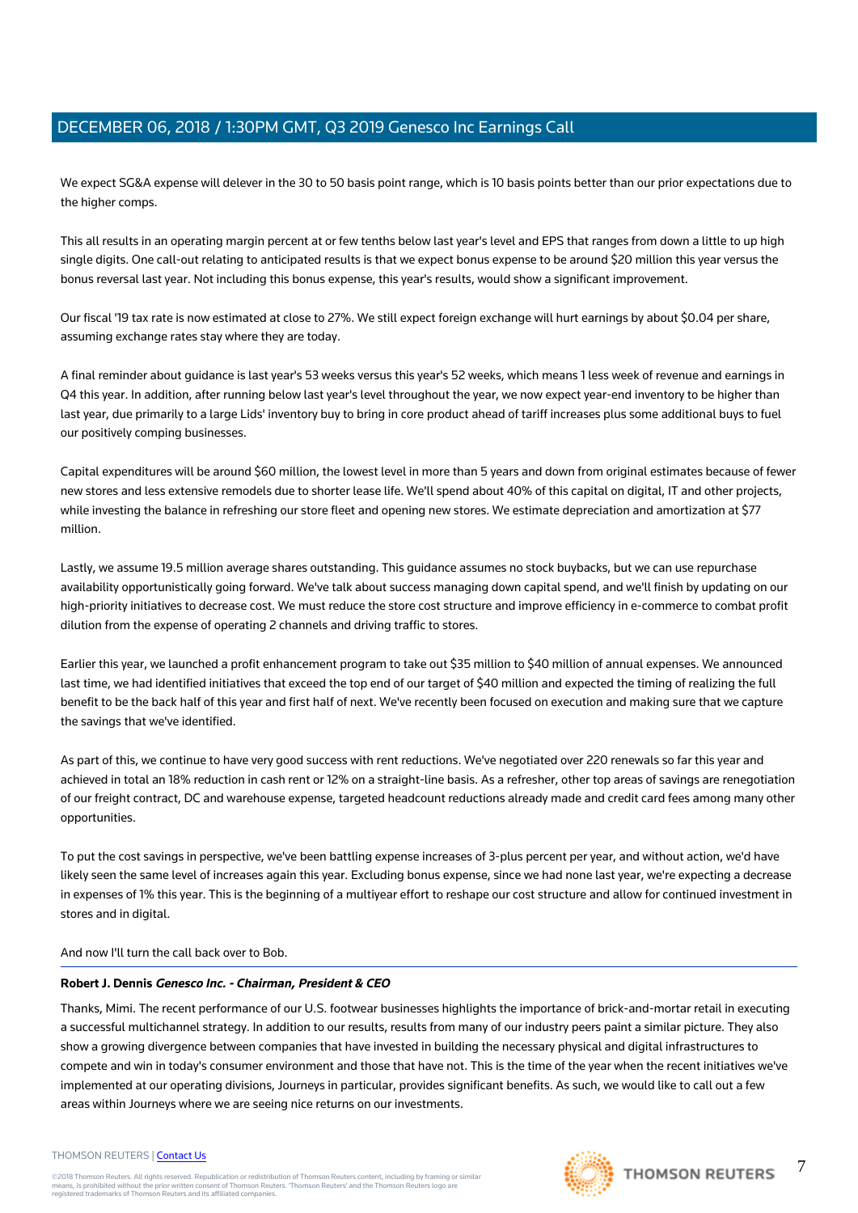We expect SG&A expense will delever in the 30 to 50 basis point range, which is 10 basis points better than our prior expectations due to the higher comps.

This all results in an operating margin percent at or few tenths below last year's level and EPS that ranges from down a little to up high single digits. One call-out relating to anticipated results is that we expect bonus expense to be around $20 million this year versus the bonus reversal last year. Not including this bonus expense, this year's results, would show a significant improvement.

Our fiscal '19 tax rate is now estimated at close to 27%. We still expect foreign exchange will hurt earnings by about $0.04 per share, assuming exchange rates stay where they are today.

A final reminder about guidance is last year's 53 weeks versus this year's 52 weeks, which means 1 less week of revenue and earnings in Q4 this year. In addition, after running below last year's level throughout the year, we now expect year-end inventory to be higher than last year, due primarily to a large Lids' inventory buy to bring in core product ahead of tariff increases plus some additional buys to fuel our positively comping businesses.

Capital expenditures will be around $60 million, the lowest level in more than 5 years and down from original estimates because of fewer new stores and less extensive remodels due to shorter lease life. We'll spend about 40% of this capital on digital, IT and other projects, while investing the balance in refreshing our store fleet and opening new stores. We estimate depreciation and amortization at $77 million.

Lastly, we assume 19.5 million average shares outstanding. This guidance assumes no stock buybacks, but we can use repurchase availability opportunistically going forward. We've talk about success managing down capital spend, and we'll finish by updating on our high-priority initiatives to decrease cost. We must reduce the store cost structure and improve efficiency in e-commerce to combat profit dilution from the expense of operating 2 channels and driving traffic to stores.

Earlier this year, we launched a profit enhancement program to take out $35 million to $40 million of annual expenses. We announced last time, we had identified initiatives that exceed the top end of our target of $40 million and expected the timing of realizing the full benefit to be the back half of this year and first half of next. We've recently been focused on execution and making sure that we capture the savings that we've identified.

As part of this, we continue to have very good success with rent reductions. We've negotiated over 220 renewals so far this year and achieved in total an 18% reduction in cash rent or 12% on a straight-line basis. As a refresher, other top areas of savings are renegotiation of our freight contract, DC and warehouse expense, targeted headcount reductions already made and credit card fees among many other opportunities.

To put the cost savings in perspective, we've been battling expense increases of 3-plus percent per year, and without action, we'd have likely seen the same level of increases again this year. Excluding bonus expense, since we had none last year, we're expecting a decrease in expenses of 1% this year. This is the beginning of a multiyear effort to reshape our cost structure and allow for continued investment in stores and in digital.

And now I'll turn the call back over to Bob.

---

**Robert J. Dennis** ***Genesco Inc. - Chairman, President & CEO***

Thanks, Mimi. The recent performance of our U.S. footwear businesses highlights the importance of brick-and-mortar retail in executing a successful multichannel strategy. In addition to our results, results from many of our industry peers paint a similar picture. They also show a growing divergence between companies that have invested in building the necessary physical and digital infrastructures to compete and win in today's consumer environment and those that have not. This is the time of the year when the recent initiatives we've implemented at our operating divisions, Journeys in particular, provides significant benefits. As such, we would like to call out a few areas within Journeys where we are seeing nice returns on our investments.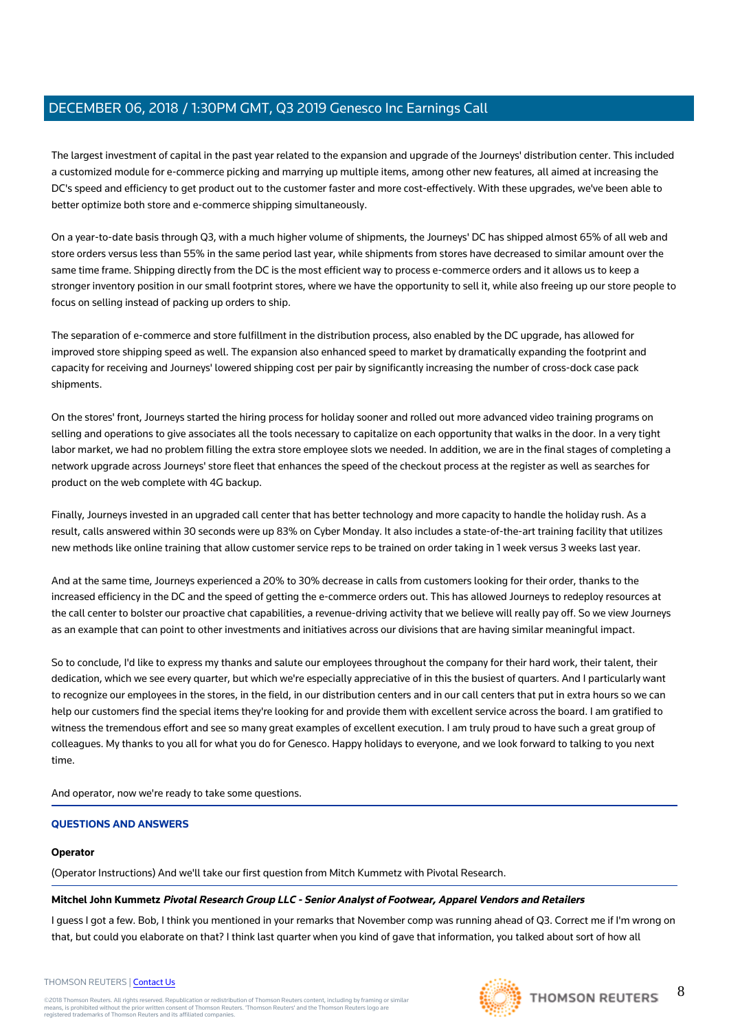The largest investment of capital in the past year related to the expansion and upgrade of the Journeys' distribution center. This included a customized module for e-commerce picking and marrying up multiple items, among other new features, all aimed at increasing the DC's speed and efficiency to get product out to the customer faster and more cost-effectively. With these upgrades, we've been able to better optimize both store and e-commerce shipping simultaneously.

On a year-to-date basis through Q3, with a much higher volume of shipments, the Journeys' DC has shipped almost 65% of all web and store orders versus less than 55% in the same period last year, while shipments from stores have decreased to similar amount over the same time frame. Shipping directly from the DC is the most efficient way to process e-commerce orders and it allows us to keep a stronger inventory position in our small footprint stores, where we have the opportunity to sell it, while also freeing up our store people to focus on selling instead of packing up orders to ship.

The separation of e-commerce and store fulfillment in the distribution process, also enabled by the DC upgrade, has allowed for improved store shipping speed as well. The expansion also enhanced speed to market by dramatically expanding the footprint and capacity for receiving and Journeys' lowered shipping cost per pair by significantly increasing the number of cross-dock case pack shipments.

On the stores' front, Journeys started the hiring process for holiday sooner and rolled out more advanced video training programs on selling and operations to give associates all the tools necessary to capitalize on each opportunity that walks in the door. In a very tight labor market, we had no problem filling the extra store employee slots we needed. In addition, we are in the final stages of completing a network upgrade across Journeys' store fleet that enhances the speed of the checkout process at the register as well as searches for product on the web complete with 4G backup.

Finally, Journeys invested in an upgraded call center that has better technology and more capacity to handle the holiday rush. As a result, calls answered within 30 seconds were up 83% on Cyber Monday. It also includes a state-of-the-art training facility that utilizes new methods like online training that allow customer service reps to be trained on order taking in 1 week versus 3 weeks last year.

And at the same time, Journeys experienced a 20% to 30% decrease in calls from customers looking for their order, thanks to the increased efficiency in the DC and the speed of getting the e-commerce orders out. This has allowed Journeys to redeploy resources at the call center to bolster our proactive chat capabilities, a revenue-driving activity that we believe will really pay off. So we view Journeys as an example that can point to other investments and initiatives across our divisions that are having similar meaningful impact.

So to conclude, I'd like to express my thanks and salute our employees throughout the company for their hard work, their talent, their dedication, which we see every quarter, but which we're especially appreciative of in this the busiest of quarters. And I particularly want to recognize our employees in the stores, in the field, in our distribution centers and in our call centers that put in extra hours so we can help our customers find the special items they're looking for and provide them with excellent service across the board. I am gratified to witness the tremendous effort and see so many great examples of excellent execution. I am truly proud to have such a great group of colleagues. My thanks to you all for what you do for Genesco. Happy holidays to everyone, and we look forward to talking to you next time.

And operator, now we're ready to take some questions.

## QUESTIONS AND ANSWERS

**Operator**

(Operator Instructions) And we'll take our first question from Mitch Kummetz with Pivotal Research.

**Mitchel John Kummetz** ***Pivotal Research Group LLC - Senior Analyst of Footwear, Apparel Vendors and Retailers***

I guess I got a few. Bob, I think you mentioned in your remarks that November comp was running ahead of Q3. Correct me if I'm wrong on that, but could you elaborate on that? I think last quarter when you kind of gave that information, you talked about sort of how all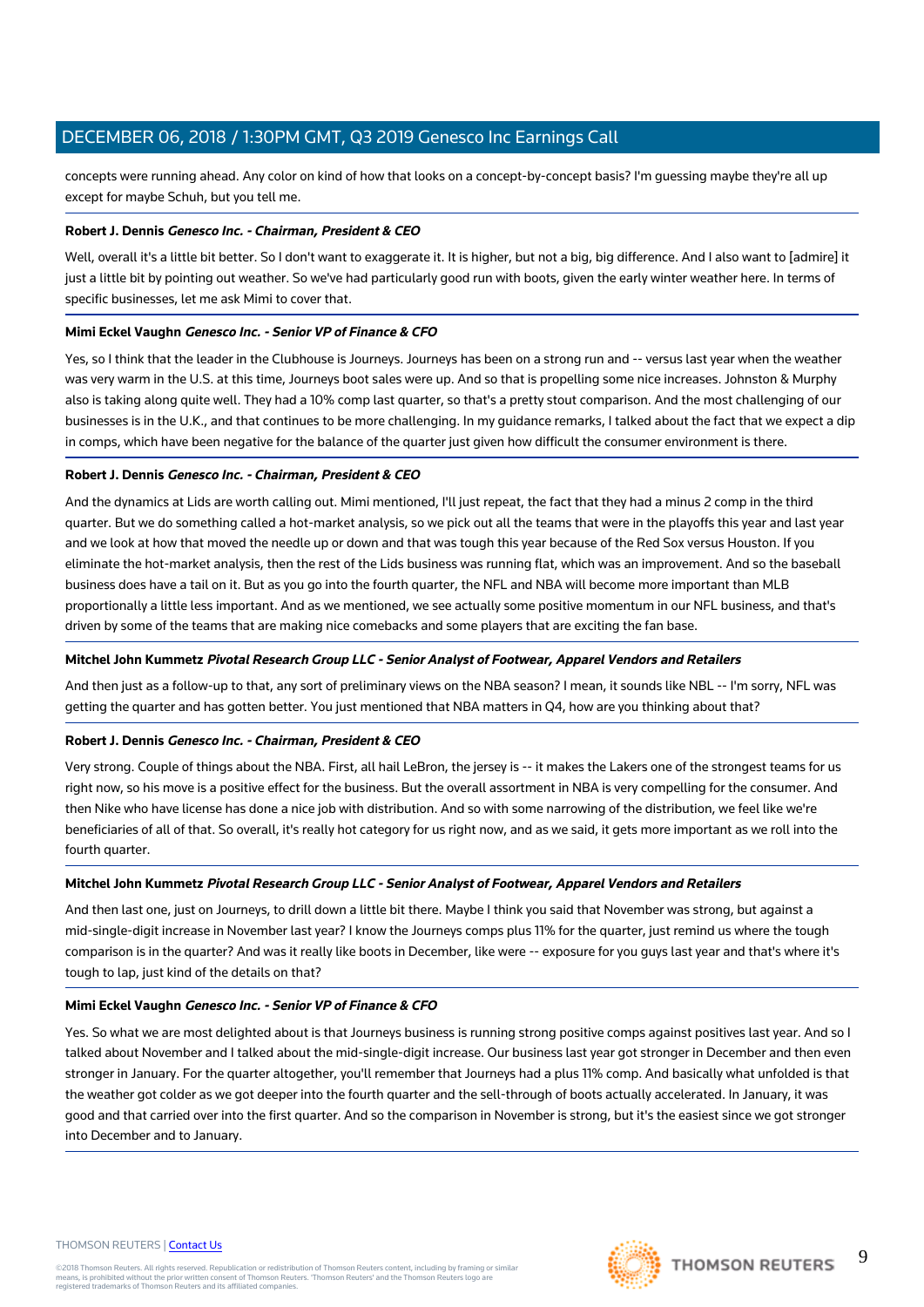concepts were running ahead. Any color on kind of how that looks on a concept-by-concept basis? I'm guessing maybe they're all up except for maybe Schuh, but you tell me.

**Robert J. Dennis** ***Genesco Inc. - Chairman, President & CEO***

Well, overall it's a little bit better. So I don't want to exaggerate it. It is higher, but not a big, big difference. And I also want to [admire] it just a little bit by pointing out weather. So we've had particularly good run with boots, given the early winter weather here. In terms of specific businesses, let me ask Mimi to cover that.

**Mimi Eckel Vaughn** ***Genesco Inc. - Senior VP of Finance & CFO***

Yes, so I think that the leader in the Clubhouse is Journeys. Journeys has been on a strong run and -- versus last year when the weather was very warm in the U.S. at this time, Journeys boot sales were up. And so that is propelling some nice increases. Johnston & Murphy also is taking along quite well. They had a 10% comp last quarter, so that's a pretty stout comparison. And the most challenging of our businesses is in the U.K., and that continues to be more challenging. In my guidance remarks, I talked about the fact that we expect a dip in comps, which have been negative for the balance of the quarter just given how difficult the consumer environment is there.

**Robert J. Dennis** ***Genesco Inc. - Chairman, President & CEO***

And the dynamics at Lids are worth calling out. Mimi mentioned, I'll just repeat, the fact that they had a minus 2 comp in the third quarter. But we do something called a hot-market analysis, so we pick out all the teams that were in the playoffs this year and last year and we look at how that moved the needle up or down and that was tough this year because of the Red Sox versus Houston. If you eliminate the hot-market analysis, then the rest of the Lids business was running flat, which was an improvement. And so the baseball business does have a tail on it. But as you go into the fourth quarter, the NFL and NBA will become more important than MLB proportionally a little less important. And as we mentioned, we see actually some positive momentum in our NFL business, and that's driven by some of the teams that are making nice comebacks and some players that are exciting the fan base.

**Mitchel John Kummetz** ***Pivotal Research Group LLC - Senior Analyst of Footwear, Apparel Vendors and Retailers***

And then just as a follow-up to that, any sort of preliminary views on the NBA season? I mean, it sounds like NBL -- I'm sorry, NFL was getting the quarter and has gotten better. You just mentioned that NBA matters in Q4, how are you thinking about that?

**Robert J. Dennis** ***Genesco Inc. - Chairman, President & CEO***

Very strong. Couple of things about the NBA. First, all hail LeBron, the jersey is -- it makes the Lakers one of the strongest teams for us right now, so his move is a positive effect for the business. But the overall assortment in NBA is very compelling for the consumer. And then Nike who have license has done a nice job with distribution. And so with some narrowing of the distribution, we feel like we're beneficiaries of all of that. So overall, it's really hot category for us right now, and as we said, it gets more important as we roll into the fourth quarter.

**Mitchel John Kummetz** ***Pivotal Research Group LLC - Senior Analyst of Footwear, Apparel Vendors and Retailers***

And then last one, just on Journeys, to drill down a little bit there. Maybe I think you said that November was strong, but against a mid-single-digit increase in November last year? I know the Journeys comps plus 11% for the quarter, just remind us where the tough comparison is in the quarter? And was it really like boots in December, like were -- exposure for you guys last year and that's where it's tough to lap, just kind of the details on that?

**Mimi Eckel Vaughn** ***Genesco Inc. - Senior VP of Finance & CFO***

Yes. So what we are most delighted about is that Journeys business is running strong positive comps against positives last year. And so I talked about November and I talked about the mid-single-digit increase. Our business last year got stronger in December and then even stronger in January. For the quarter altogether, you'll remember that Journeys had a plus 11% comp. And basically what unfolded is that the weather got colder as we got deeper into the fourth quarter and the sell-through of boots actually accelerated. In January, it was good and that carried over into the first quarter. And so the comparison in November is strong, but it's the easiest since we got stronger into December and to January.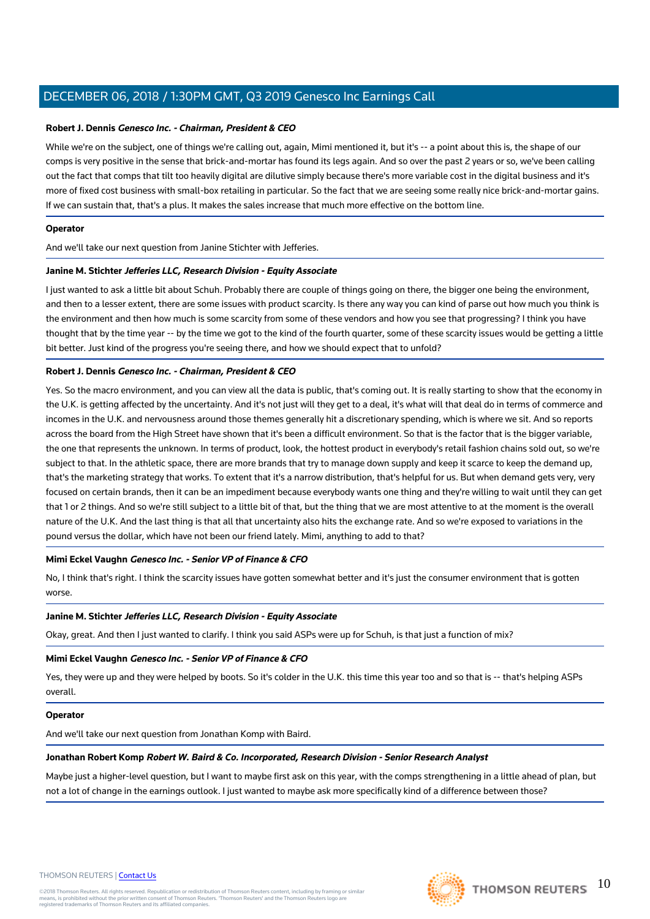**Robert J. Dennis** ***Genesco Inc. - Chairman, President & CEO***

While we're on the subject, one of things we're calling out, again, Mimi mentioned it, but it's -- a point about this is, the shape of our comps is very positive in the sense that brick-and-mortar has found its legs again. And so over the past 2 years or so, we've been calling out the fact that comps that tilt too heavily digital are dilutive simply because there's more variable cost in the digital business and it's more of fixed cost business with small-box retailing in particular. So the fact that we are seeing some really nice brick-and-mortar gains. If we can sustain that, that's a plus. It makes the sales increase that much more effective on the bottom line.

**Operator**

And we'll take our next question from Janine Stichter with Jefferies.

**Janine M. Stichter** ***Jefferies LLC, Research Division - Equity Associate***

I just wanted to ask a little bit about Schuh. Probably there are couple of things going on there, the bigger one being the environment, and then to a lesser extent, there are some issues with product scarcity. Is there any way you can kind of parse out how much you think is the environment and then how much is some scarcity from some of these vendors and how you see that progressing? I think you have thought that by the time year -- by the time we got to the kind of the fourth quarter, some of these scarcity issues would be getting a little bit better. Just kind of the progress you're seeing there, and how we should expect that to unfold?

**Robert J. Dennis** ***Genesco Inc. - Chairman, President & CEO***

Yes. So the macro environment, and you can view all the data is public, that's coming out. It is really starting to show that the economy in the U.K. is getting affected by the uncertainty. And it's not just will they get to a deal, it's what will that deal do in terms of commerce and incomes in the U.K. and nervousness around those themes generally hit a discretionary spending, which is where we sit. And so reports across the board from the High Street have shown that it's been a difficult environment. So that is the factor that is the bigger variable, the one that represents the unknown. In terms of product, look, the hottest product in everybody's retail fashion chains sold out, so we're subject to that. In the athletic space, there are more brands that try to manage down supply and keep it scarce to keep the demand up, that's the marketing strategy that works. To extent that it's a narrow distribution, that's helpful for us. But when demand gets very, very focused on certain brands, then it can be an impediment because everybody wants one thing and they're willing to wait until they can get that 1 or 2 things. And so we're still subject to a little bit of that, but the thing that we are most attentive to at the moment is the overall nature of the U.K. And the last thing is that all that uncertainty also hits the exchange rate. And so we're exposed to variations in the pound versus the dollar, which have not been our friend lately. Mimi, anything to add to that?

**Mimi Eckel Vaughn** ***Genesco Inc. - Senior VP of Finance & CFO***

No, I think that's right. I think the scarcity issues have gotten somewhat better and it's just the consumer environment that is gotten worse.

**Janine M. Stichter** ***Jefferies LLC, Research Division - Equity Associate***

Okay, great. And then I just wanted to clarify. I think you said ASPs were up for Schuh, is that just a function of mix?

**Mimi Eckel Vaughn** ***Genesco Inc. - Senior VP of Finance & CFO***

Yes, they were up and they were helped by boots. So it's colder in the U.K. this time this year too and so that is -- that's helping ASPs overall.

**Operator**

And we'll take our next question from Jonathan Komp with Baird.

**Jonathan Robert Komp** ***Robert W. Baird & Co. Incorporated, Research Division - Senior Research Analyst***

Maybe just a higher-level question, but I want to maybe first ask on this year, with the comps strengthening in a little ahead of plan, but not a lot of change in the earnings outlook. I just wanted to maybe ask more specifically kind of a difference between those?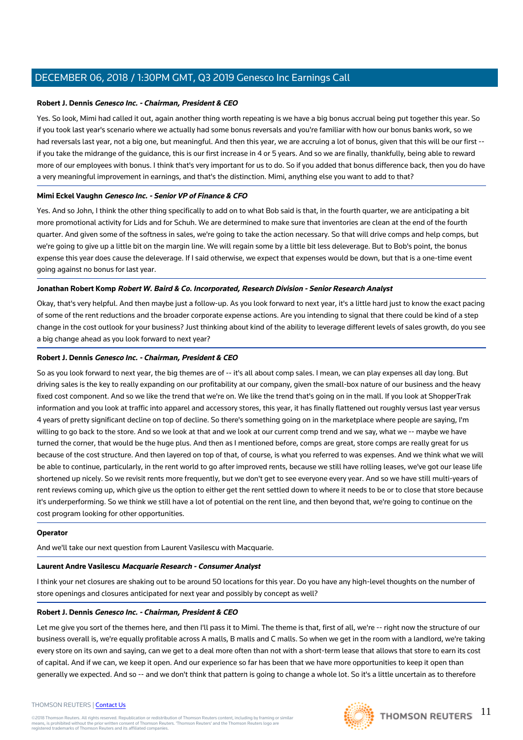**Robert J. Dennis** ***Genesco Inc. - Chairman, President & CEO***

Yes. So look, Mimi had called it out, again another thing worth repeating is we have a big bonus accrual being put together this year. So if you took last year's scenario where we actually had some bonus reversals and you're familiar with how our bonus banks work, so we had reversals last year, not a big one, but meaningful. And then this year, we are accruing a lot of bonus, given that this will be our first -- if you take the midrange of the guidance, this is our first increase in 4 or 5 years. And so we are finally, thankfully, being able to reward more of our employees with bonus. I think that's very important for us to do. So if you added that bonus difference back, then you do have a very meaningful improvement in earnings, and that's the distinction. Mimi, anything else you want to add to that?

**Mimi Eckel Vaughn** ***Genesco Inc. - Senior VP of Finance & CFO***

Yes. And so John, I think the other thing specifically to add on to what Bob said is that, in the fourth quarter, we are anticipating a bit more promotional activity for Lids and for Schuh. We are determined to make sure that inventories are clean at the end of the fourth quarter. And given some of the softness in sales, we're going to take the action necessary. So that will drive comps and help comps, but we're going to give up a little bit on the margin line. We will regain some by a little bit less deleverage. But to Bob's point, the bonus expense this year does cause the deleverage. If I said otherwise, we expect that expenses would be down, but that is a one-time event going against no bonus for last year.

**Jonathan Robert Komp** ***Robert W. Baird & Co. Incorporated, Research Division - Senior Research Analyst***

Okay, that's very helpful. And then maybe just a follow-up. As you look forward to next year, it's a little hard just to know the exact pacing of some of the rent reductions and the broader corporate expense actions. Are you intending to signal that there could be kind of a step change in the cost outlook for your business? Just thinking about kind of the ability to leverage different levels of sales growth, do you see a big change ahead as you look forward to next year?

**Robert J. Dennis** ***Genesco Inc. - Chairman, President & CEO***

So as you look forward to next year, the big themes are of -- it's all about comp sales. I mean, we can play expenses all day long. But driving sales is the key to really expanding on our profitability at our company, given the small-box nature of our business and the heavy fixed cost component. And so we like the trend that we're on. We like the trend that's going on in the mall. If you look at ShopperTrak information and you look at traffic into apparel and accessory stores, this year, it has finally flattened out roughly versus last year versus 4 years of pretty significant decline on top of decline. So there's something going on in the marketplace where people are saying, I'm willing to go back to the store. And so we look at that and we look at our current comp trend and we say, what we -- maybe we have turned the corner, that would be the huge plus. And then as I mentioned before, comps are great, store comps are really great for us because of the cost structure. And then layered on top of that, of course, is what you referred to was expenses. And we think what we will be able to continue, particularly, in the rent world to go after improved rents, because we still have rolling leases, we've got our lease life shortened up nicely. So we revisit rents more frequently, but we don't get to see everyone every year. And so we have still multi-years of rent reviews coming up, which give us the option to either get the rent settled down to where it needs to be or to close that store because it's underperforming. So we think we still have a lot of potential on the rent line, and then beyond that, we're going to continue on the cost program looking for other opportunities.

**Operator**

And we'll take our next question from Laurent Vasilescu with Macquarie.

**Laurent Andre Vasilescu** ***Macquarie Research - Consumer Analyst***

I think your net closures are shaking out to be around 50 locations for this year. Do you have any high-level thoughts on the number of store openings and closures anticipated for next year and possibly by concept as well?

**Robert J. Dennis** ***Genesco Inc. - Chairman, President & CEO***

Let me give you sort of the themes here, and then I'll pass it to Mimi. The theme is that, first of all, we're -- right now the structure of our business overall is, we're equally profitable across A malls, B malls and C malls. So when we get in the room with a landlord, we're taking every store on its own and saying, can we get to a deal more often than not with a short-term lease that allows that store to earn its cost of capital. And if we can, we keep it open. And our experience so far has been that we have more opportunities to keep it open than generally we expected. And so -- and we don't think that pattern is going to change a whole lot. So it's a little uncertain as to therefore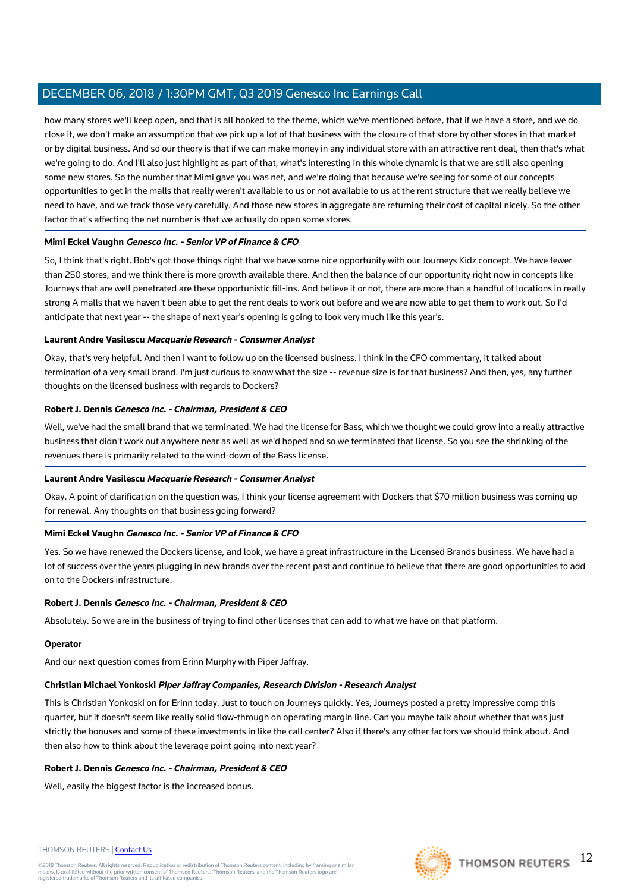how many stores we'll keep open, and that is all hooked to the theme, which we've mentioned before, that if we have a store, and we do close it, we don't make an assumption that we pick up a lot of that business with the closure of that store by other stores in that market or by digital business. And so our theory is that if we can make money in any individual store with an attractive rent deal, then that's what we're going to do. And I'll also just highlight as part of that, what's interesting in this whole dynamic is that we are still also opening some new stores. So the number that Mimi gave you was net, and we're doing that because we're seeing for some of our concepts opportunities to get in the malls that really weren't available to us or not available to us at the rent structure that we really believe we need to have, and we track those very carefully. And those new stores in aggregate are returning their cost of capital nicely. So the other factor that's affecting the net number is that we actually do open some stores.

**Mimi Eckel Vaughn** ***Genesco Inc. - Senior VP of Finance & CFO***

So, I think that's right. Bob's got those things right that we have some nice opportunity with our Journeys Kidz concept. We have fewer than 250 stores, and we think there is more growth available there. And then the balance of our opportunity right now in concepts like Journeys that are well penetrated are these opportunistic fill-ins. And believe it or not, there are more than a handful of locations in really strong A malls that we haven't been able to get the rent deals to work out before and we are now able to get them to work out. So I'd anticipate that next year -- the shape of next year's opening is going to look very much like this year's.

**Laurent Andre Vasilescu** ***Macquarie Research - Consumer Analyst***

Okay, that's very helpful. And then I want to follow up on the licensed business. I think in the CFO commentary, it talked about termination of a very small brand. I'm just curious to know what the size -- revenue size is for that business? And then, yes, any further thoughts on the licensed business with regards to Dockers?

**Robert J. Dennis** ***Genesco Inc. - Chairman, President & CEO***

Well, we've had the small brand that we terminated. We had the license for Bass, which we thought we could grow into a really attractive business that didn't work out anywhere near as well as we'd hoped and so we terminated that license. So you see the shrinking of the revenues there is primarily related to the wind-down of the Bass license.

**Laurent Andre Vasilescu** ***Macquarie Research - Consumer Analyst***

Okay. A point of clarification on the question was, I think your license agreement with Dockers that $70 million business was coming up for renewal. Any thoughts on that business going forward?

**Mimi Eckel Vaughn** ***Genesco Inc. - Senior VP of Finance & CFO***

Yes. So we have renewed the Dockers license, and look, we have a great infrastructure in the Licensed Brands business. We have had a lot of success over the years plugging in new brands over the recent past and continue to believe that there are good opportunities to add on to the Dockers infrastructure.

**Robert J. Dennis** ***Genesco Inc. - Chairman, President & CEO***

Absolutely. So we are in the business of trying to find other licenses that can add to what we have on that platform.

**Operator**

And our next question comes from Erinn Murphy with Piper Jaffray.

**Christian Michael Yonkoski** ***Piper Jaffray Companies, Research Division - Research Analyst***

This is Christian Yonkoski on for Erinn today. Just to touch on Journeys quickly. Yes, Journeys posted a pretty impressive comp this quarter, but it doesn't seem like really solid flow-through on operating margin line. Can you maybe talk about whether that was just strictly the bonuses and some of these investments in like the call center? Also if there's any other factors we should think about. And then also how to think about the leverage point going into next year?

**Robert J. Dennis** ***Genesco Inc. - Chairman, President & CEO***

Well, easily the biggest factor is the increased bonus.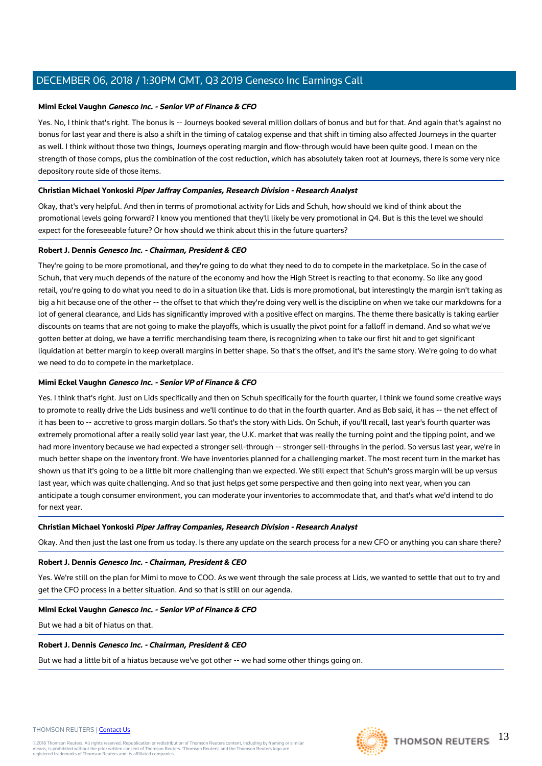**Mimi Eckel Vaughn** ***Genesco Inc. - Senior VP of Finance & CFO***

Yes. No, I think that's right. The bonus is -- Journeys booked several million dollars of bonus and but for that. And again that's against no bonus for last year and there is also a shift in the timing of catalog expense and that shift in timing also affected Journeys in the quarter as well. I think without those two things, Journeys operating margin and flow-through would have been quite good. I mean on the strength of those comps, plus the combination of the cost reduction, which has absolutely taken root at Journeys, there is some very nice depository route side of those items.

**Christian Michael Yonkoski** ***Piper Jaffray Companies, Research Division - Research Analyst***

Okay, that's very helpful. And then in terms of promotional activity for Lids and Schuh, how should we kind of think about the promotional levels going forward? I know you mentioned that they'll likely be very promotional in Q4. But is this the level we should expect for the foreseeable future? Or how should we think about this in the future quarters?

**Robert J. Dennis** ***Genesco Inc. - Chairman, President & CEO***

They're going to be more promotional, and they're going to do what they need to do to compete in the marketplace. So in the case of Schuh, that very much depends of the nature of the economy and how the High Street is reacting to that economy. So like any good retail, you're going to do what you need to do in a situation like that. Lids is more promotional, but interestingly the margin isn't taking as big a hit because one of the other -- the offset to that which they're doing very well is the discipline on when we take our markdowns for a lot of general clearance, and Lids has significantly improved with a positive effect on margins. The theme there basically is taking earlier discounts on teams that are not going to make the playoffs, which is usually the pivot point for a falloff in demand. And so what we've gotten better at doing, we have a terrific merchandising team there, is recognizing when to take our first hit and to get significant liquidation at better margin to keep overall margins in better shape. So that's the offset, and it's the same story. We're going to do what we need to do to compete in the marketplace.

**Mimi Eckel Vaughn** ***Genesco Inc. - Senior VP of Finance & CFO***

Yes. I think that's right. Just on Lids specifically and then on Schuh specifically for the fourth quarter, I think we found some creative ways to promote to really drive the Lids business and we'll continue to do that in the fourth quarter. And as Bob said, it has -- the net effect of it has been to -- accretive to gross margin dollars. So that's the story with Lids. On Schuh, if you'll recall, last year's fourth quarter was extremely promotional after a really solid year last year, the U.K. market that was really the turning point and the tipping point, and we had more inventory because we had expected a stronger sell-through -- stronger sell-throughs in the period. So versus last year, we're in much better shape on the inventory front. We have inventories planned for a challenging market. The most recent turn in the market has shown us that it's going to be a little bit more challenging than we expected. We still expect that Schuh's gross margin will be up versus last year, which was quite challenging. And so that just helps get some perspective and then going into next year, when you can anticipate a tough consumer environment, you can moderate your inventories to accommodate that, and that's what we'd intend to do for next year.

**Christian Michael Yonkoski** ***Piper Jaffray Companies, Research Division - Research Analyst***

Okay. And then just the last one from us today. Is there any update on the search process for a new CFO or anything you can share there?

**Robert J. Dennis** ***Genesco Inc. - Chairman, President & CEO***

Yes. We're still on the plan for Mimi to move to COO. As we went through the sale process at Lids, we wanted to settle that out to try and get the CFO process in a better situation. And so that is still on our agenda.

**Mimi Eckel Vaughn** ***Genesco Inc. - Senior VP of Finance & CFO***

But we had a bit of hiatus on that.

**Robert J. Dennis** ***Genesco Inc. - Chairman, President & CEO***

But we had a little bit of a hiatus because we've got other -- we had some other things going on.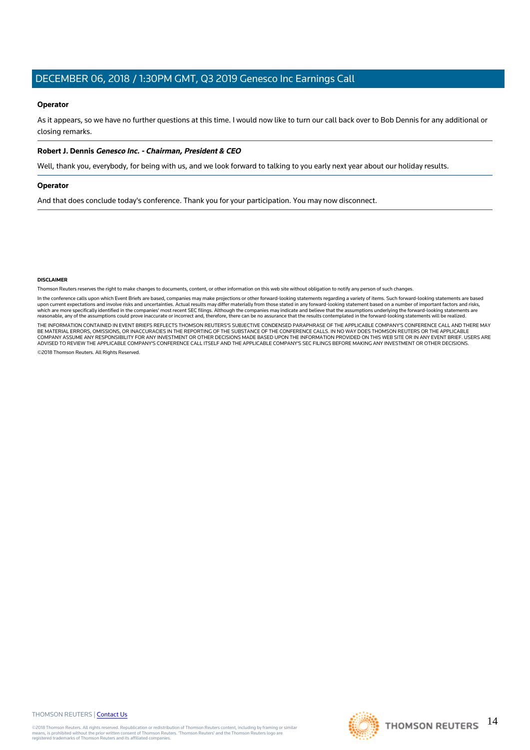**Operator**

As it appears, so we have no further questions at this time. I would now like to turn our call back over to Bob Dennis for any additional or closing remarks.

---

**Robert J. Dennis** ***Genesco Inc. - Chairman, President & CEO***

Well, thank you, everybody, for being with us, and we look forward to talking to you early next year about our holiday results.

---

**Operator**

And that does conclude today's conference. Thank you for your participation. You may now disconnect.

---

**DISCLAIMER**

Thomson Reuters reserves the right to make changes to documents, content, or other information on this web site without obligation to notify any person of such changes.

In the conference calls upon which Event Briefs are based, companies may make projections or other forward-looking statements regarding a variety of items. Such forward-looking statements are based upon current expectations and involve risks and uncertainties. Actual results may differ materially from those stated in any forward-looking statement based on a number of important factors and risks, which are more specifically identified in the companies' most recent SEC filings. Although the companies may indicate and believe that the assumptions underlying the forward-looking statements are reasonable, any of the assumptions could prove inaccurate or incorrect and, therefore, there can be no assurance that the results contemplated in the forward-looking statements will be realized.

THE INFORMATION CONTAINED IN EVENT BRIEFS REFLECTS THOMSON REUTERS'S SUBJECTIVE CONDENSED PARAPHRASE OF THE APPLICABLE COMPANY'S CONFERENCE CALL AND THERE MAY BE MATERIAL ERRORS, OMISSIONS, OR INACCURACIES IN THE REPORTING OF THE SUBSTANCE OF THE CONFERENCE CALLS. IN NO WAY DOES THOMSON REUTERS OR THE APPLICABLE COMPANY ASSUME ANY RESPONSIBILITY FOR ANY INVESTMENT OR OTHER DECISIONS MADE BASED UPON THE INFORMATION PROVIDED ON THIS WEB SITE OR IN ANY EVENT BRIEF. USERS ARE ADVISED TO REVIEW THE APPLICABLE COMPANY'S CONFERENCE CALL ITSELF AND THE APPLICABLE COMPANY'S SEC FILINGS BEFORE MAKING ANY INVESTMENT OR OTHER DECISIONS.

©2018 Thomson Reuters. All Rights Reserved.